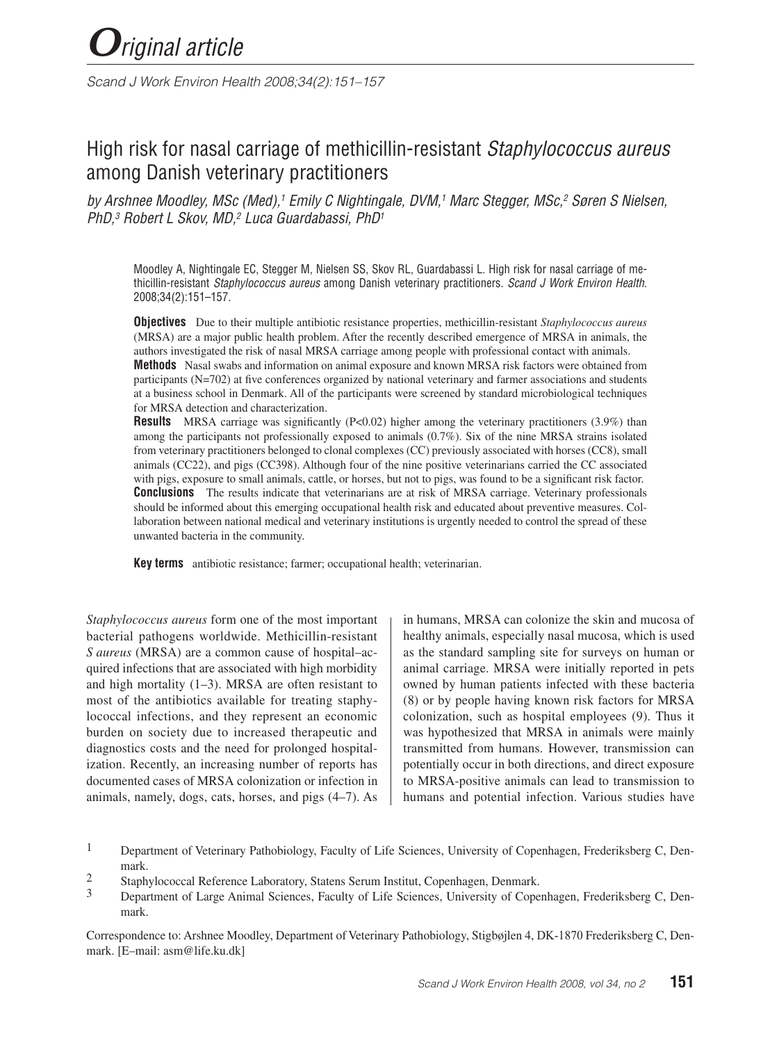*Original article*

# High risk for nasal carriage of methicillin-resistant *Staphylococcus aureus* among Danish veterinary practitioners

*by Arshnee Moodley, MSc (Med),[1] Emily C Nightingale, DVM,[1] Marc Stegger, MSc,[2] Søren S Nielsen, PhD,[3] Robert L Skov, MD,[2] Luca Guardabassi, PhD[1]*

Moodley A, Nightingale EC, Stegger M, Nielsen SS, Skov RL, Guardabassi L. High risk for nasal carriage of methicillin-resistant *Staphylococcus aureus* among Danish veterinary practitioners. *Scand J Work Environ Health*. 2008;34(2):151–157.

**Objectives** Due to their multiple antibiotic resistance properties, methicillin-resistant *Staphylococcus aureus* (MRSA) are a major public health problem. After the recently described emergence of MRSA in animals, the authors investigated the risk of nasal MRSA carriage among people with professional contact with animals.

**Methods** Nasal swabs and information on animal exposure and known MRSA risk factors were obtained from participants (N=702) at five conferences organized by national veterinary and farmer associations and students at a business school in Denmark. All of the participants were screened by standard microbiological techniques for MRSA detection and characterization.

**Results** MRSA carriage was significantly ($P<0.02$) higher among the veterinary practitioners (3.9%) than among the participants not professionally exposed to animals (0.7%). Six of the nine MRSA strains isolated from veterinary practitioners belonged to clonal complexes (CC) previously associated with horses (CC8), small animals (CC22), and pigs (CC398). Although four of the nine positive veterinarians carried the CC associated with pigs, exposure to small animals, cattle, or horses, but not to pigs, was found to be a significant risk factor.

**Conclusions** The results indicate that veterinarians are at risk of MRSA carriage. Veterinary professionals should be informed about this emerging occupational health risk and educated about preventive measures. Collaboration between national medical and veterinary institutions is urgently needed to control the spread of these unwanted bacteria in the community.

**Key terms** antibiotic resistance; farmer; occupational health; veterinarian.

*Staphylococcus aureus* form one of the most important bacterial pathogens worldwide. Methicillin-resistant *S aureus* (MRSA) are a common cause of hospital–acquired infections that are associated with high morbidity and high mortality (1–3). MRSA are often resistant to most of the antibiotics available for treating staphylococcal infections, and they represent an economic burden on society due to increased therapeutic and diagnostics costs and the need for prolonged hospitalization. Recently, an increasing number of reports has documented cases of MRSA colonization or infection in animals, namely, dogs, cats, horses, and pigs (4–7). As in humans, MRSA can colonize the skin and mucosa of healthy animals, especially nasal mucosa, which is used as the standard sampling site for surveys on human or animal carriage. MRSA were initially reported in pets owned by human patients infected with these bacteria (8) or by people having known risk factors for MRSA colonization, such as hospital employees (9). Thus it was hypothesized that MRSA in animals were mainly transmitted from humans. However, transmission can potentially occur in both directions, and direct exposure to MRSA-positive animals can lead to transmission to humans and potential infection. Various studies have

[1] Department of Veterinary Pathobiology, Faculty of Life Sciences, University of Copenhagen, Frederiksberg C, Denmark.

[2] Staphylococcal Reference Laboratory, Statens Serum Institut, Copenhagen, Denmark.

[3] Department of Large Animal Sciences, Faculty of Life Sciences, University of Copenhagen, Frederiksberg C, Denmark.

Correspondence to: Arshnee Moodley, Department of Veterinary Pathobiology, Stigbøjlen 4, DK-1870 Frederiksberg C, Denmark. [E–mail: asm@life.ku.dk]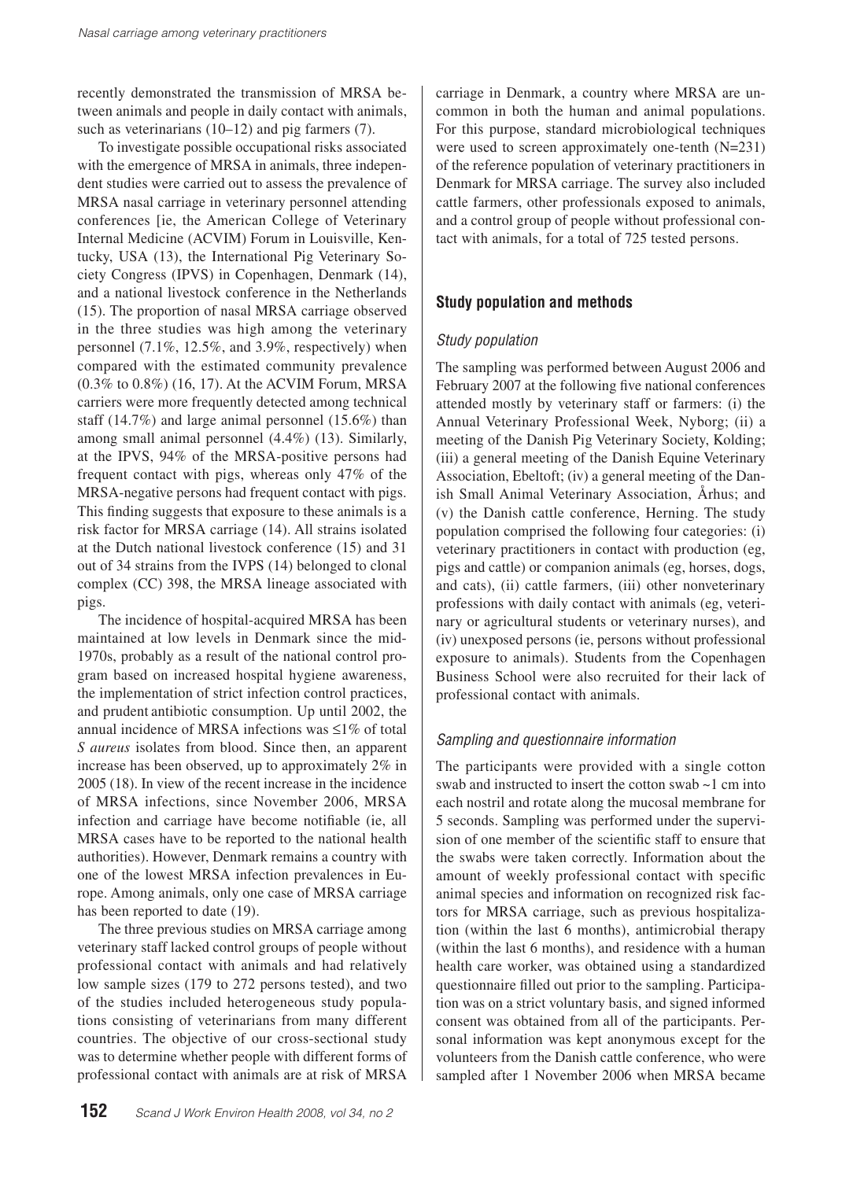recently demonstrated the transmission of MRSA between animals and people in daily contact with animals, such as veterinarians (10–12) and pig farmers (7).

To investigate possible occupational risks associated with the emergence of MRSA in animals, three independent studies were carried out to assess the prevalence of MRSA nasal carriage in veterinary personnel attending conferences [ie, the American College of Veterinary Internal Medicine (ACVIM) Forum in Louisville, Kentucky, USA (13), the International Pig Veterinary Society Congress (IPVS) in Copenhagen, Denmark (14), and a national livestock conference in the Netherlands (15). The proportion of nasal MRSA carriage observed in the three studies was high among the veterinary personnel (7.1%, 12.5%, and 3.9%, respectively) when compared with the estimated community prevalence (0.3% to 0.8%) (16, 17). At the ACVIM Forum, MRSA carriers were more frequently detected among technical staff (14.7%) and large animal personnel (15.6%) than among small animal personnel (4.4%) (13). Similarly, at the IPVS, 94% of the MRSA-positive persons had frequent contact with pigs, whereas only 47% of the MRSA-negative persons had frequent contact with pigs. This finding suggests that exposure to these animals is a risk factor for MRSA carriage (14). All strains isolated at the Dutch national livestock conference (15) and 31 out of 34 strains from the IVPS (14) belonged to clonal complex (CC) 398, the MRSA lineage associated with pigs.

The incidence of hospital-acquired MRSA has been maintained at low levels in Denmark since the mid-1970s, probably as a result of the national control program based on increased hospital hygiene awareness, the implementation of strict infection control practices, and prudent antibiotic consumption. Up until 2002, the annual incidence of MRSA infections was ≤1% of total *S aureus* isolates from blood. Since then, an apparent increase has been observed, up to approximately 2% in 2005 (18). In view of the recent increase in the incidence of MRSA infections, since November 2006, MRSA infection and carriage have become notifiable (ie, all MRSA cases have to be reported to the national health authorities). However, Denmark remains a country with one of the lowest MRSA infection prevalences in Europe. Among animals, only one case of MRSA carriage has been reported to date (19).

The three previous studies on MRSA carriage among veterinary staff lacked control groups of people without professional contact with animals and had relatively low sample sizes (179 to 272 persons tested), and two of the studies included heterogeneous study populations consisting of veterinarians from many different countries. The objective of our cross-sectional study was to determine whether people with different forms of professional contact with animals are at risk of MRSA carriage in Denmark, a country where MRSA are uncommon in both the human and animal populations. For this purpose, standard microbiological techniques were used to screen approximately one-tenth (N=231) of the reference population of veterinary practitioners in Denmark for MRSA carriage. The survey also included cattle farmers, other professionals exposed to animals, and a control group of people without professional contact with animals, for a total of 725 tested persons.

## Study population and methods

### *Study population*

The sampling was performed between August 2006 and February 2007 at the following five national conferences attended mostly by veterinary staff or farmers: (i) the Annual Veterinary Professional Week, Nyborg; (ii) a meeting of the Danish Pig Veterinary Society, Kolding; (iii) a general meeting of the Danish Equine Veterinary Association, Ebeltoft; (iv) a general meeting of the Danish Small Animal Veterinary Association, Århus; and (v) the Danish cattle conference, Herning. The study population comprised the following four categories: (i) veterinary practitioners in contact with production (eg, pigs and cattle) or companion animals (eg, horses, dogs, and cats), (ii) cattle farmers, (iii) other nonveterinary professions with daily contact with animals (eg, veterinary or agricultural students or veterinary nurses), and (iv) unexposed persons (ie, persons without professional exposure to animals). Students from the Copenhagen Business School were also recruited for their lack of professional contact with animals.

### *Sampling and questionnaire information*

The participants were provided with a single cotton swab and instructed to insert the cotton swab ~1 cm into each nostril and rotate along the mucosal membrane for 5 seconds. Sampling was performed under the supervision of one member of the scientific staff to ensure that the swabs were taken correctly. Information about the amount of weekly professional contact with specific animal species and information on recognized risk factors for MRSA carriage, such as previous hospitalization (within the last 6 months), antimicrobial therapy (within the last 6 months), and residence with a human health care worker, was obtained using a standardized questionnaire filled out prior to the sampling. Participation was on a strict voluntary basis, and signed informed consent was obtained from all of the participants. Personal information was kept anonymous except for the volunteers from the Danish cattle conference, who were sampled after 1 November 2006 when MRSA became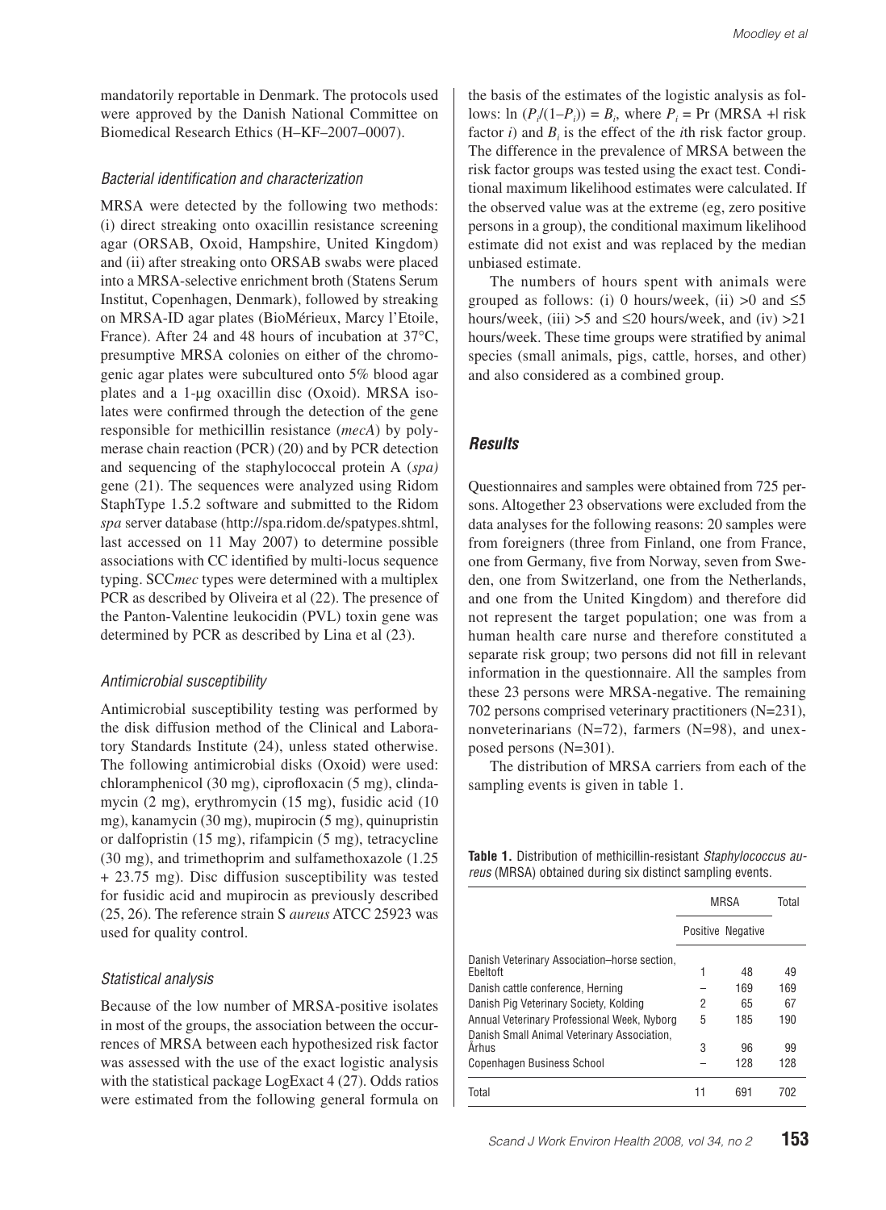mandatorily reportable in Denmark. The protocols used were approved by the Danish National Committee on Biomedical Research Ethics (H–KF–2007–0007).

### Bacterial identification and characterization

MRSA were detected by the following two methods: (i) direct streaking onto oxacillin resistance screening agar (ORSAB, Oxoid, Hampshire, United Kingdom) and (ii) after streaking onto ORSAB swabs were placed into a MRSA-selective enrichment broth (Statens Serum Institut, Copenhagen, Denmark), followed by streaking on MRSA-ID agar plates (BioMérieux, Marcy l'Etoile, France). After 24 and 48 hours of incubation at 37°C, presumptive MRSA colonies on either of the chromogenic agar plates were subcultured onto 5% blood agar plates and a 1-µg oxacillin disc (Oxoid). MRSA isolates were confirmed through the detection of the gene responsible for methicillin resistance (*mecA*) by polymerase chain reaction (PCR) (20) and by PCR detection and sequencing of the staphylococcal protein A (*spa)* gene (21). The sequences were analyzed using Ridom StaphType 1.5.2 software and submitted to the Ridom *spa* server database (http://spa.ridom.de/spatypes.shtml, last accessed on 11 May 2007) to determine possible associations with CC identified by multi-locus sequence typing. SCC*mec* types were determined with a multiplex PCR as described by Oliveira et al (22). The presence of the Panton-Valentine leukocidin (PVL) toxin gene was determined by PCR as described by Lina et al (23).

### Antimicrobial susceptibility

Antimicrobial susceptibility testing was performed by the disk diffusion method of the Clinical and Laboratory Standards Institute (24), unless stated otherwise. The following antimicrobial disks (Oxoid) were used: chloramphenicol (30 mg), ciprofloxacin (5 mg), clindamycin (2 mg), erythromycin (15 mg), fusidic acid (10 mg), kanamycin (30 mg), mupirocin (5 mg), quinupristin or dalfopristin (15 mg), rifampicin (5 mg), tetracycline (30 mg), and trimethoprim and sulfamethoxazole (1.25 + 23.75 mg). Disc diffusion susceptibility was tested for fusidic acid and mupirocin as previously described (25, 26). The reference strain S *aureus* ATCC 25923 was used for quality control.

### Statistical analysis

Because of the low number of MRSA-positive isolates in most of the groups, the association between the occurrences of MRSA between each hypothesized risk factor was assessed with the use of the exact logistic analysis with the statistical package LogExact 4 (27). Odds ratios were estimated from the following general formula on the basis of the estimates of the logistic analysis as follows: $\ln (P_i/(1–P_i)) = B_i$, where $P_i$ = Pr (MRSA +| risk factor $i$) and $B_i$ is the effect of the $i$th risk factor group. The difference in the prevalence of MRSA between the risk factor groups was tested using the exact test. Conditional maximum likelihood estimates were calculated. If the observed value was at the extreme (eg, zero positive persons in a group), the conditional maximum likelihood estimate did not exist and was replaced by the median unbiased estimate.

The numbers of hours spent with animals were grouped as follows: (i) 0 hours/week, (ii) >0 and ≤5 hours/week, (iii) >5 and ≤20 hours/week, and (iv) >21 hours/week. These time groups were stratified by animal species (small animals, pigs, cattle, horses, and other) and also considered as a combined group.

## Results

Questionnaires and samples were obtained from 725 persons. Altogether 23 observations were excluded from the data analyses for the following reasons: 20 samples were from foreigners (three from Finland, one from France, one from Germany, five from Norway, seven from Sweden, one from Switzerland, one from the Netherlands, and one from the United Kingdom) and therefore did not represent the target population; one was from a human health care nurse and therefore constituted a separate risk group; two persons did not fill in relevant information in the questionnaire. All the samples from these 23 persons were MRSA-negative. The remaining 702 persons comprised veterinary practitioners (N=231), nonveterinarians (N=72), farmers (N=98), and unexposed persons (N=301).

The distribution of MRSA carriers from each of the sampling events is given in table 1.

**Table 1.** Distribution of methicillin-resistant *Staphylococcus aureus* (MRSA) obtained during six distinct sampling events.

| | MRSA | | Total |
|---|---|---|---|
| | Positive | Negative | |
| Danish Veterinary Association–horse section, Ebeltoft | 1 | 48 | 49 |
| Danish cattle conference, Herning | – | 169 | 169 |
| Danish Pig Veterinary Society, Kolding | 2 | 65 | 67 |
| Annual Veterinary Professional Week, Nyborg | 5 | 185 | 190 |
| Danish Small Animal Veterinary Association, Århus | 3 | 96 | 99 |
| Copenhagen Business School | – | 128 | 128 |
| Total | 11 | 691 | 702 |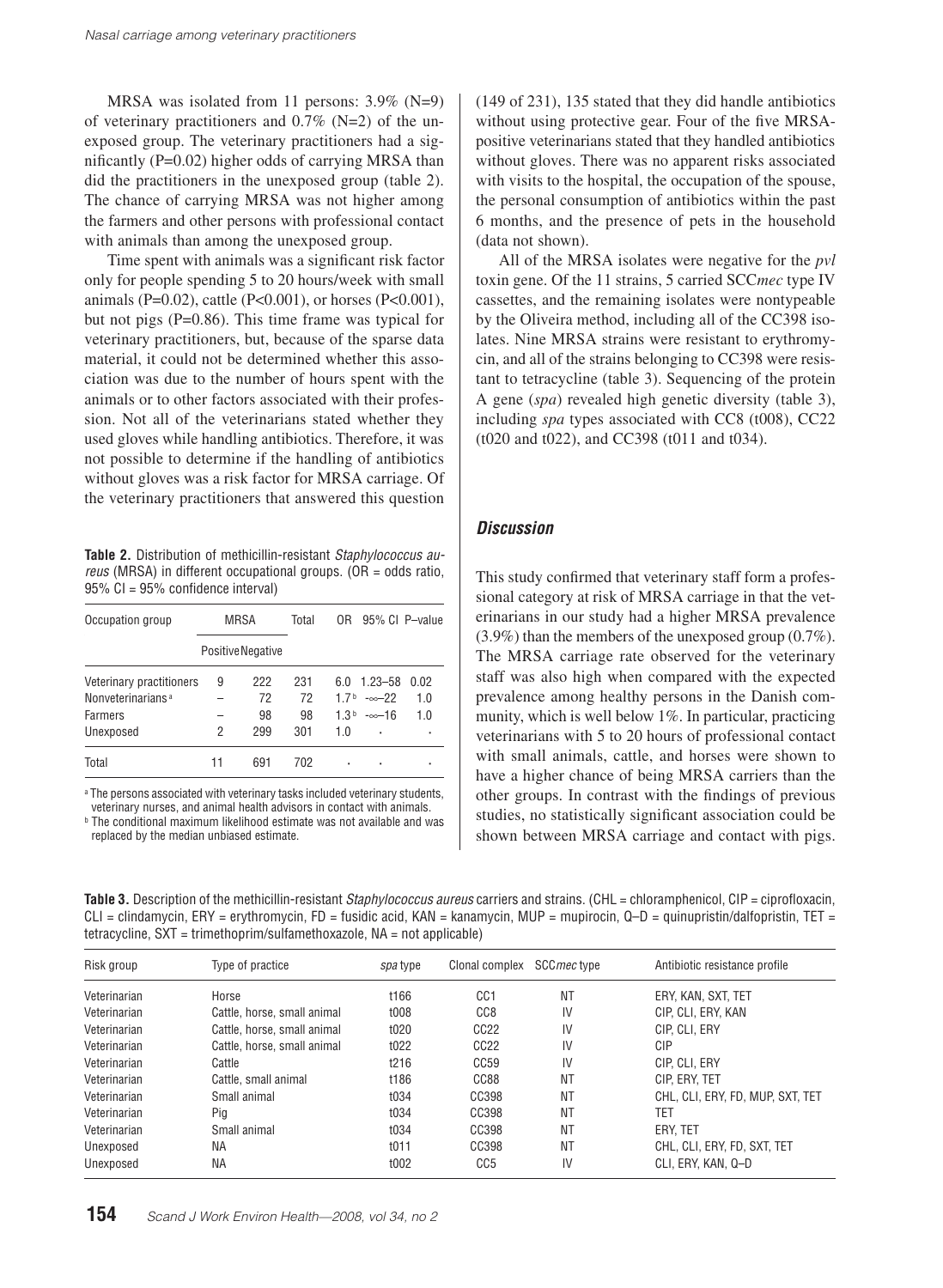MRSA was isolated from 11 persons: 3.9% (N=9) of veterinary practitioners and 0.7% (N=2) of the unexposed group. The veterinary practitioners had a significantly (P=0.02) higher odds of carrying MRSA than did the practitioners in the unexposed group (table 2). The chance of carrying MRSA was not higher among the farmers and other persons with professional contact with animals than among the unexposed group.

Time spent with animals was a significant risk factor only for people spending 5 to 20 hours/week with small animals (P=0.02), cattle (P<0.001), or horses (P<0.001), but not pigs (P=0.86). This time frame was typical for veterinary practitioners, but, because of the sparse data material, it could not be determined whether this association was due to the number of hours spent with the animals or to other factors associated with their profession. Not all of the veterinarians stated whether they used gloves while handling antibiotics. Therefore, it was not possible to determine if the handling of antibiotics without gloves was a risk factor for MRSA carriage. Of the veterinary practitioners that answered this question (149 of 231), 135 stated that they did handle antibiotics without using protective gear. Four of the five MRSA-positive veterinarians stated that they handled antibiotics without gloves. There was no apparent risks associated with visits to the hospital, the occupation of the spouse, the personal consumption of antibiotics within the past 6 months, and the presence of pets in the household (data not shown).

All of the MRSA isolates were negative for the *pvl* toxin gene. Of the 11 strains, 5 carried SCC*mec* type IV cassettes, and the remaining isolates were nontypeable by the Oliveira method, including all of the CC398 isolates. Nine MRSA strains were resistant to erythromycin, and all of the strains belonging to CC398 were resistant to tetracycline (table 3). Sequencing of the protein A gene (*spa*) revealed high genetic diversity (table 3), including *spa* types associated with CC8 (t008), CC22 (t020 and t022), and CC398 (t011 and t034).

**Table 2.** Distribution of methicillin-resistant *Staphylococcus aureus* (MRSA) in different occupational groups. (OR = odds ratio, 95% CI = 95% confidence interval)

| Occupation group | MRSA | | Total | OR | 95% CI | P–value |
|---|---|---|---|---|---|---|
| | Positive | Negative | | | | |
| Veterinary practitioners | 9 | 222 | 231 | 6.0 | 1.23–58 | 0.02 |
| Nonveterinarians [a] | – | 72 | 72 | 1.7 [b] | -∞–22 | 1.0 |
| Farmers | – | 98 | 98 | 1.3 [b] | -∞–16 | 1.0 |
| Unexposed | 2 | 299 | 301 | 1.0 | · | · |
| Total | 11 | 691 | 702 | · | · | · |

[a] The persons associated with veterinary tasks included veterinary students, veterinary nurses, and animal health advisors in contact with animals.
[b] The conditional maximum likelihood estimate was not available and was replaced by the median unbiased estimate.

## Discussion

This study confirmed that veterinary staff form a professional category at risk of MRSA carriage in that the veterinarians in our study had a higher MRSA prevalence (3.9%) than the members of the unexposed group (0.7%). The MRSA carriage rate observed for the veterinary staff was also high when compared with the expected prevalence among healthy persons in the Danish community, which is well below 1%. In particular, practicing veterinarians with 5 to 20 hours of professional contact with small animals, cattle, and horses were shown to have a higher chance of being MRSA carriers than the other groups. In contrast with the findings of previous studies, no statistically significant association could be shown between MRSA carriage and contact with pigs.

**Table 3.** Description of the methicillin-resistant *Staphylococcus aureus* carriers and strains. (CHL = chloramphenicol, CIP = ciprofloxacin, CLI = clindamycin, ERY = erythromycin, FD = fusidic acid, KAN = kanamycin, MUP = mupirocin, Q–D = quinupristin/dalfopristin, TET = tetracycline, SXT = trimethoprim/sulfamethoxazole, NA = not applicable)

| Risk group | Type of practice | *spa* type | Clonal complex | SCC*mec* type | Antibiotic resistance profile |
|---|---|---|---|---|---|
| Veterinarian | Horse | t166 | CC1 | NT | ERY, KAN, SXT, TET |
| Veterinarian | Cattle, horse, small animal | t008 | CC8 | IV | CIP, CLI, ERY, KAN |
| Veterinarian | Cattle, horse, small animal | t020 | CC22 | IV | CIP, CLI, ERY |
| Veterinarian | Cattle, horse, small animal | t022 | CC22 | IV | CIP |
| Veterinarian | Cattle | t216 | CC59 | IV | CIP, CLI, ERY |
| Veterinarian | Cattle, small animal | t186 | CC88 | NT | CIP, ERY, TET |
| Veterinarian | Small animal | t034 | CC398 | NT | CHL, CLI, ERY, FD, MUP, SXT, TET |
| Veterinarian | Pig | t034 | CC398 | NT | TET |
| Veterinarian | Small animal | t034 | CC398 | NT | ERY, TET |
| Unexposed | NA | t011 | CC398 | NT | CHL, CLI, ERY, FD, SXT, TET |
| Unexposed | NA | t002 | CC5 | IV | CLI, ERY, KAN, Q–D |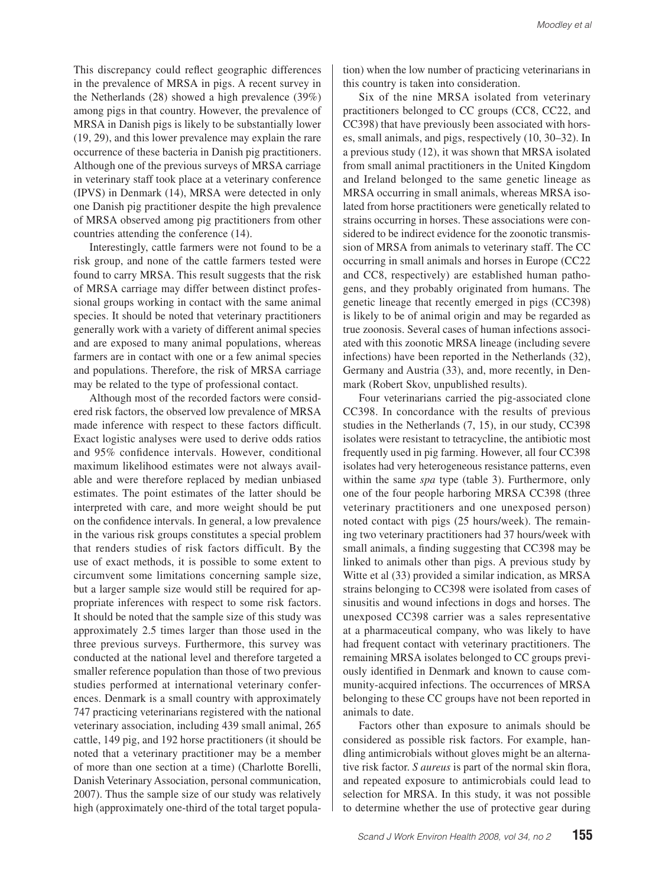This discrepancy could reflect geographic differences in the prevalence of MRSA in pigs. A recent survey in the Netherlands (28) showed a high prevalence (39%) among pigs in that country. However, the prevalence of MRSA in Danish pigs is likely to be substantially lower (19, 29), and this lower prevalence may explain the rare occurrence of these bacteria in Danish pig practitioners. Although one of the previous surveys of MRSA carriage in veterinary staff took place at a veterinary conference (IPVS) in Denmark (14), MRSA were detected in only one Danish pig practitioner despite the high prevalence of MRSA observed among pig practitioners from other countries attending the conference (14).

Interestingly, cattle farmers were not found to be a risk group, and none of the cattle farmers tested were found to carry MRSA. This result suggests that the risk of MRSA carriage may differ between distinct professional groups working in contact with the same animal species. It should be noted that veterinary practitioners generally work with a variety of different animal species and are exposed to many animal populations, whereas farmers are in contact with one or a few animal species and populations. Therefore, the risk of MRSA carriage may be related to the type of professional contact.

Although most of the recorded factors were considered risk factors, the observed low prevalence of MRSA made inference with respect to these factors difficult. Exact logistic analyses were used to derive odds ratios and 95% confidence intervals. However, conditional maximum likelihood estimates were not always available and were therefore replaced by median unbiased estimates. The point estimates of the latter should be interpreted with care, and more weight should be put on the confidence intervals. In general, a low prevalence in the various risk groups constitutes a special problem that renders studies of risk factors difficult. By the use of exact methods, it is possible to some extent to circumvent some limitations concerning sample size, but a larger sample size would still be required for appropriate inferences with respect to some risk factors. It should be noted that the sample size of this study was approximately 2.5 times larger than those used in the three previous surveys. Furthermore, this survey was conducted at the national level and therefore targeted a smaller reference population than those of two previous studies performed at international veterinary conferences. Denmark is a small country with approximately 747 practicing veterinarians registered with the national veterinary association, including 439 small animal, 265 cattle, 149 pig, and 192 horse practitioners (it should be noted that a veterinary practitioner may be a member of more than one section at a time) (Charlotte Borelli, Danish Veterinary Association, personal communication, 2007). Thus the sample size of our study was relatively high (approximately one-third of the total target population) when the low number of practicing veterinarians in this country is taken into consideration.

Six of the nine MRSA isolated from veterinary practitioners belonged to CC groups (CC8, CC22, and CC398) that have previously been associated with horses, small animals, and pigs, respectively (10, 30–32). In a previous study (12), it was shown that MRSA isolated from small animal practitioners in the United Kingdom and Ireland belonged to the same genetic lineage as MRSA occurring in small animals, whereas MRSA isolated from horse practitioners were genetically related to strains occurring in horses. These associations were considered to be indirect evidence for the zoonotic transmission of MRSA from animals to veterinary staff. The CC occurring in small animals and horses in Europe (CC22 and CC8, respectively) are established human pathogens, and they probably originated from humans. The genetic lineage that recently emerged in pigs (CC398) is likely to be of animal origin and may be regarded as true zoonosis. Several cases of human infections associated with this zoonotic MRSA lineage (including severe infections) have been reported in the Netherlands (32), Germany and Austria (33), and, more recently, in Denmark (Robert Skov, unpublished results).

Four veterinarians carried the pig-associated clone CC398. In concordance with the results of previous studies in the Netherlands (7, 15), in our study, CC398 isolates were resistant to tetracycline, the antibiotic most frequently used in pig farming. However, all four CC398 isolates had very heterogeneous resistance patterns, even within the same *spa* type (table 3). Furthermore, only one of the four people harboring MRSA CC398 (three veterinary practitioners and one unexposed person) noted contact with pigs (25 hours/week). The remaining two veterinary practitioners had 37 hours/week with small animals, a finding suggesting that CC398 may be linked to animals other than pigs. A previous study by Witte et al (33) provided a similar indication, as MRSA strains belonging to CC398 were isolated from cases of sinusitis and wound infections in dogs and horses. The unexposed CC398 carrier was a sales representative at a pharmaceutical company, who was likely to have had frequent contact with veterinary practitioners. The remaining MRSA isolates belonged to CC groups previously identified in Denmark and known to cause community-acquired infections. The occurrences of MRSA belonging to these CC groups have not been reported in animals to date.

Factors other than exposure to animals should be considered as possible risk factors. For example, handling antimicrobials without gloves might be an alternative risk factor. *S aureus* is part of the normal skin flora, and repeated exposure to antimicrobials could lead to selection for MRSA. In this study, it was not possible to determine whether the use of protective gear during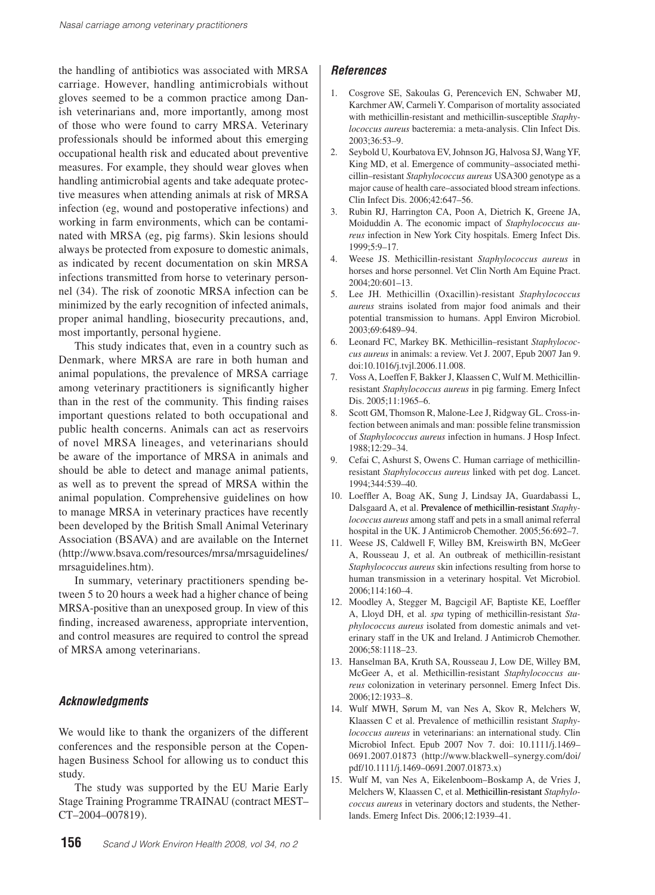the handling of antibiotics was associated with MRSA carriage. However, handling antimicrobials without gloves seemed to be a common practice among Danish veterinarians and, more importantly, among most of those who were found to carry MRSA. Veterinary professionals should be informed about this emerging occupational health risk and educated about preventive measures. For example, they should wear gloves when handling antimicrobial agents and take adequate protective measures when attending animals at risk of MRSA infection (eg, wound and postoperative infections) and working in farm environments, which can be contaminated with MRSA (eg, pig farms). Skin lesions should always be protected from exposure to domestic animals, as indicated by recent documentation on skin MRSA infections transmitted from horse to veterinary personnel (34). The risk of zoonotic MRSA infection can be minimized by the early recognition of infected animals, proper animal handling, biosecurity precautions, and, most importantly, personal hygiene.

This study indicates that, even in a country such as Denmark, where MRSA are rare in both human and animal populations, the prevalence of MRSA carriage among veterinary practitioners is significantly higher than in the rest of the community. This finding raises important questions related to both occupational and public health concerns. Animals can act as reservoirs of novel MRSA lineages, and veterinarians should be aware of the importance of MRSA in animals and should be able to detect and manage animal patients, as well as to prevent the spread of MRSA within the animal population. Comprehensive guidelines on how to manage MRSA in veterinary practices have recently been developed by the British Small Animal Veterinary Association (BSAVA) and are available on the Internet (http://www.bsava.com/resources/mrsa/mrsaguidelines/mrsaguidelines.htm).

In summary, veterinary practitioners spending between 5 to 20 hours a week had a higher chance of being MRSA-positive than an unexposed group. In view of this finding, increased awareness, appropriate intervention, and control measures are required to control the spread of MRSA among veterinarians.

### *Acknowledgments*

We would like to thank the organizers of the different conferences and the responsible person at the Copenhagen Business School for allowing us to conduct this study.

The study was supported by the EU Marie Early Stage Training Programme TRAINAU (contract MEST–CT–2004–007819).

### *References*

1. Cosgrove SE, Sakoulas G, Perencevich EN, Schwaber MJ, Karchmer AW, Carmeli Y. Comparison of mortality associated with methicillin-resistant and methicillin-susceptible *Staphylococcus aureus* bacteremia: a meta-analysis. Clin Infect Dis. 2003;36:53–9.
2. Seybold U, Kourbatova EV, Johnson JG, Halvosa SJ, Wang YF, King MD, et al. Emergence of community–associated methicillin–resistant *Staphylococcus aureus* USA300 genotype as a major cause of health care–associated blood stream infections. Clin Infect Dis. 2006;42:647–56.
3. Rubin RJ, Harrington CA, Poon A, Dietrich K, Greene JA, Moiduddin A. The economic impact of *Staphylococcus aureus* infection in New York City hospitals. Emerg Infect Dis. 1999;5:9–17.
4. Weese JS. Methicillin-resistant *Staphylococcus aureus* in horses and horse personnel. Vet Clin North Am Equine Pract. 2004;20:601–13.
5. Lee JH. Methicillin (Oxacillin)-resistant *Staphylococcus aureus* strains isolated from major food animals and their potential transmission to humans. Appl Environ Microbiol. 2003;69:6489–94.
6. Leonard FC, Markey BK. Methicillin–resistant *Staphylococcus aureus* in animals: a review. Vet J. 2007, Epub 2007 Jan 9. doi:10.1016/j.tvjl.2006.11.008.
7. Voss A, Loeffen F, Bakker J, Klaassen C, Wulf M. Methicillin-resistant *Staphylococcus aureus* in pig farming. Emerg Infect Dis. 2005;11:1965–6.
8. Scott GM, Thomson R, Malone-Lee J, Ridgway GL. Cross-infection between animals and man: possible feline transmission of *Staphylococcus aureus* infection in humans. J Hosp Infect. 1988;12:29–34.
9. Cefai C, Ashurst S, Owens C. Human carriage of methicillin-resistant *Staphylococcus aureus* linked with pet dog. Lancet. 1994;344:539–40.
10. Loeffler A, Boag AK, Sung J, Lindsay JA, Guardabassi L, Dalsgaard A, et al. Prevalence of methicillin-resistant *Staphylococcus aureus* among staff and pets in a small animal referral hospital in the UK. J Antimicrob Chemother. 2005;56:692–7.
11. Weese JS, Caldwell F, Willey BM, Kreiswirth BN, McGeer A, Rousseau J, et al. An outbreak of methicillin-resistant *Staphylococcus aureus* skin infections resulting from horse to human transmission in a veterinary hospital. Vet Microbiol. 2006;114:160–4.
12. Moodley A, Stegger M, Bagcigil AF, Baptiste KE, Loeffler A, Lloyd DH, et al. *spa* typing of methicillin-resistant *Staphylococcus aureus* isolated from domestic animals and veterinary staff in the UK and Ireland. J Antimicrob Chemother. 2006;58:1118–23.
13. Hanselman BA, Kruth SA, Rousseau J, Low DE, Willey BM, McGeer A, et al. Methicillin-resistant *Staphylococcus aureus* colonization in veterinary personnel. Emerg Infect Dis. 2006;12:1933–8.
14. Wulf MWH, Sørum M, van Nes A, Skov R, Melchers W, Klaassen C et al. Prevalence of methicillin resistant *Staphylococcus aureus* in veterinarians: an international study. Clin Microbiol Infect. Epub 2007 Nov 7. doi: 10.1111/j.1469–0691.2007.01873 (http://www.blackwell–synergy.com/doi/pdf/10.1111/j.1469–0691.2007.01873.x)
15. Wulf M, van Nes A, Eikelenboom–Boskamp A, de Vries J, Melchers W, Klaassen C, et al. Methicillin-resistant *Staphylococcus aureus* in veterinary doctors and students, the Netherlands. Emerg Infect Dis. 2006;12:1939–41.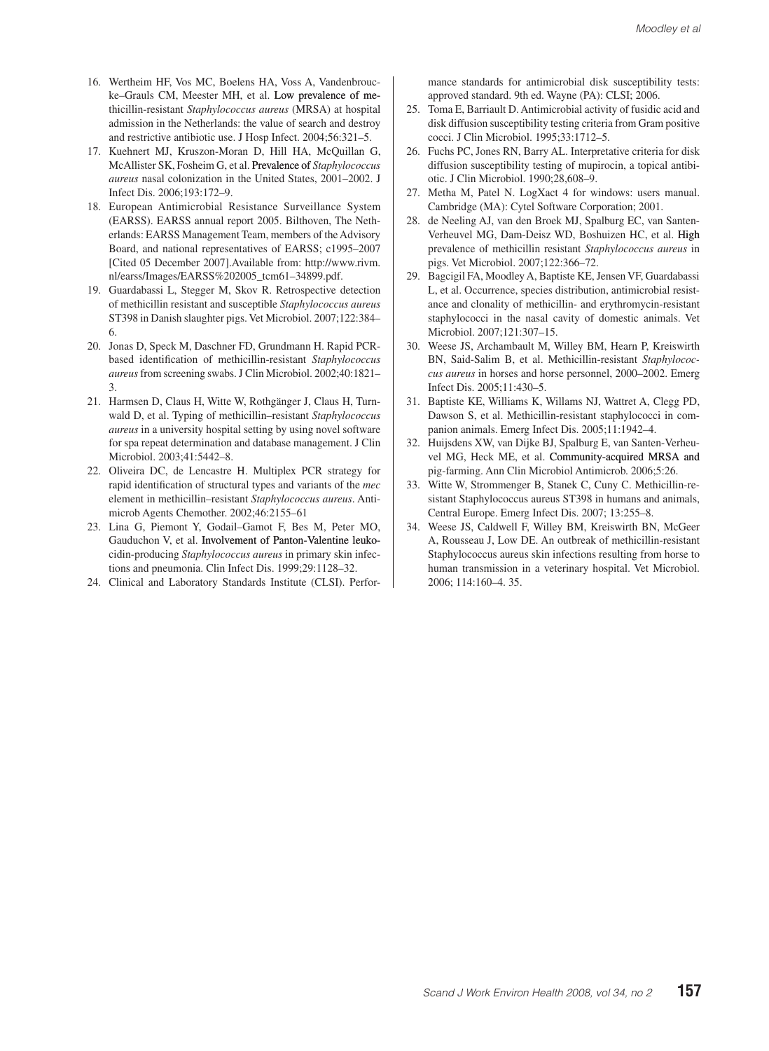16. Wertheim HF, Vos MC, Boelens HA, Voss A, Vandenbroucke–Grauls CM, Meester MH, et al. Low prevalence of methicillin-resistant *Staphylococcus aureus* (MRSA) at hospital admission in the Netherlands: the value of search and destroy and restrictive antibiotic use. J Hosp Infect. 2004;56:321–5.
17. Kuehnert MJ, Kruszon-Moran D, Hill HA, McQuillan G, McAllister SK, Fosheim G, et al. Prevalence of *Staphylococcus aureus* nasal colonization in the United States, 2001–2002. J Infect Dis. 2006;193:172–9.
18. European Antimicrobial Resistance Surveillance System (EARSS). EARSS annual report 2005. Bilthoven, The Netherlands: EARSS Management Team, members of the Advisory Board, and national representatives of EARSS; c1995–2007 [Cited 05 December 2007].Available from: http://www.rivm.nl/earss/Images/EARSS%202005_tcm61–34899.pdf.
19. Guardabassi L, Stegger M, Skov R. Retrospective detection of methicillin resistant and susceptible *Staphylococcus aureus* ST398 in Danish slaughter pigs. Vet Microbiol. 2007;122:384–6.
20. Jonas D, Speck M, Daschner FD, Grundmann H. Rapid PCR-based identification of methicillin-resistant *Staphylococcus aureus* from screening swabs. J Clin Microbiol. 2002;40:1821–3.
21. Harmsen D, Claus H, Witte W, Rothgänger J, Claus H, Turnwald D, et al. Typing of methicillin–resistant *Staphylococcus aureus* in a university hospital setting by using novel software for spa repeat determination and database management. J Clin Microbiol. 2003;41:5442–8.
22. Oliveira DC, de Lencastre H. Multiplex PCR strategy for rapid identification of structural types and variants of the *mec* element in methicillin–resistant *Staphylococcus aureus*. Antimicrob Agents Chemother. 2002;46:2155–61
23. Lina G, Piemont Y, Godail–Gamot F, Bes M, Peter MO, Gauduchon V, et al. Involvement of Panton-Valentine leukocidin-producing *Staphylococcus aureus* in primary skin infections and pneumonia. Clin Infect Dis. 1999;29:1128–32.
24. Clinical and Laboratory Standards Institute (CLSI). Performance standards for antimicrobial disk susceptibility tests: approved standard. 9th ed. Wayne (PA): CLSI; 2006.
25. Toma E, Barriault D. Antimicrobial activity of fusidic acid and disk diffusion susceptibility testing criteria from Gram positive cocci. J Clin Microbiol. 1995;33:1712–5.
26. Fuchs PC, Jones RN, Barry AL. Interpretative criteria for disk diffusion susceptibility testing of mupirocin, a topical antibiotic. J Clin Microbiol. 1990;28,608–9.
27. Metha M, Patel N. LogXact 4 for windows: users manual. Cambridge (MA): Cytel Software Corporation; 2001.
28. de Neeling AJ, van den Broek MJ, Spalburg EC, van Santen-Verheuvel MG, Dam-Deisz WD, Boshuizen HC, et al. High prevalence of methicillin resistant *Staphylococcus aureus* in pigs. Vet Microbiol. 2007;122:366–72.
29. Bagcigil FA, Moodley A, Baptiste KE, Jensen VF, Guardabassi L, et al. Occurrence, species distribution, antimicrobial resistance and clonality of methicillin- and erythromycin-resistant staphylococci in the nasal cavity of domestic animals. Vet Microbiol. 2007;121:307–15.
30. Weese JS, Archambault M, Willey BM, Hearn P, Kreiswirth BN, Said-Salim B, et al. Methicillin-resistant *Staphylococcus aureus* in horses and horse personnel, 2000–2002. Emerg Infect Dis. 2005;11:430–5.
31. Baptiste KE, Williams K, Willams NJ, Wattret A, Clegg PD, Dawson S, et al. Methicillin-resistant staphylococci in companion animals. Emerg Infect Dis. 2005;11:1942–4.
32. Huijsdens XW, van Dijke BJ, Spalburg E, van Santen-Verheuvel MG, Heck ME, et al. Community-acquired MRSA and pig-farming. Ann Clin Microbiol Antimicrob. 2006;5:26.
33. Witte W, Strommenger B, Stanek C, Cuny C. Methicillin-resistant Staphylococcus aureus ST398 in humans and animals, Central Europe. Emerg Infect Dis. 2007; 13:255–8.
34. Weese JS, Caldwell F, Willey BM, Kreiswirth BN, McGeer A, Rousseau J, Low DE. An outbreak of methicillin-resistant Staphylococcus aureus skin infections resulting from horse to human transmission in a veterinary hospital. Vet Microbiol. 2006; 114:160–4. 35.